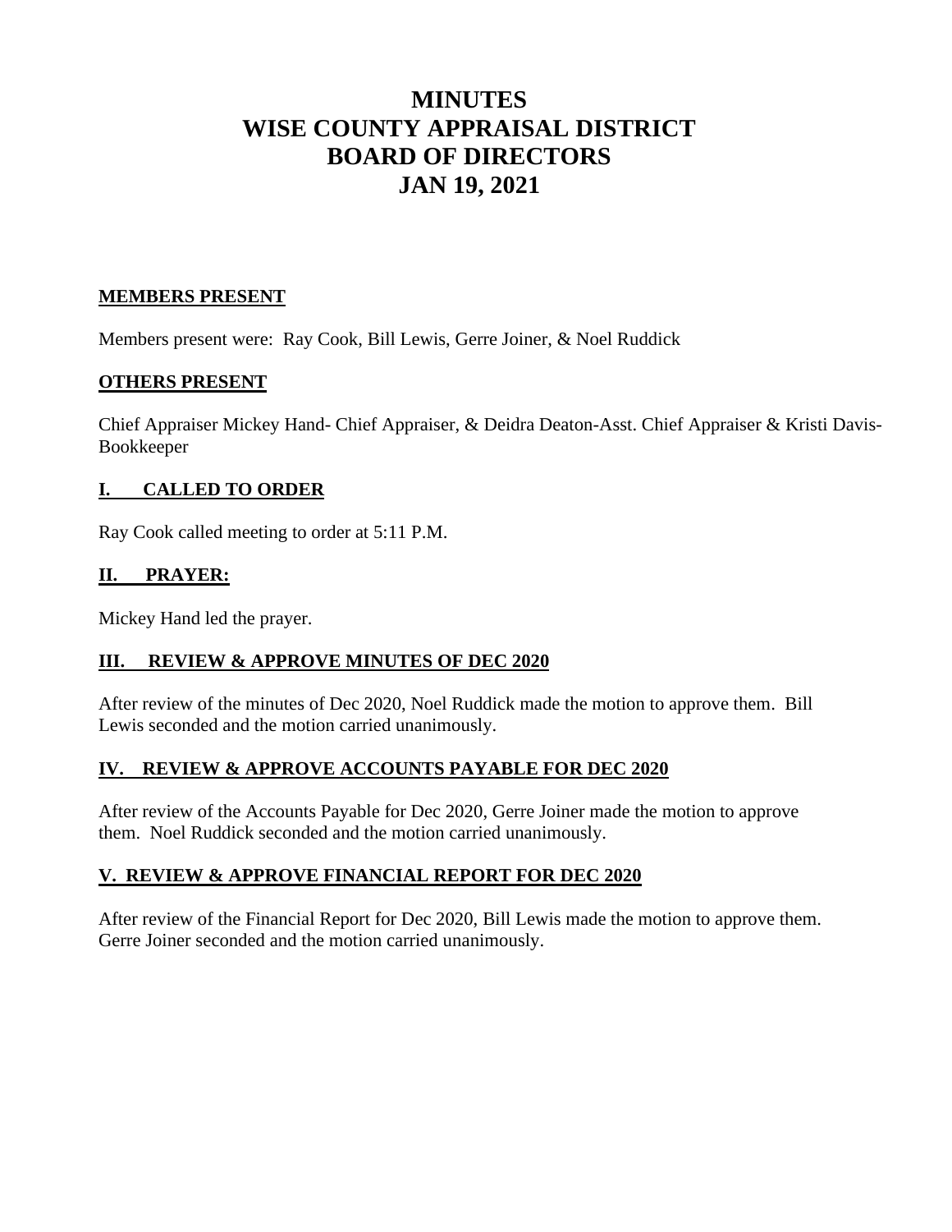# MINUTES
# WISE COUNTY APPRAISAL DISTRICT
# BOARD OF DIRECTORS
# JAN 19, 2021

## MEMBERS PRESENT

Members present were: Ray Cook, Bill Lewis, Gerre Joiner, & Noel Ruddick

## OTHERS PRESENT

Chief Appraiser Mickey Hand- Chief Appraiser, & Deidra Deaton-Asst. Chief Appraiser & Kristi Davis-Bookkeeper

## I. CALLED TO ORDER

Ray Cook called meeting to order at 5:11 P.M.

## II. PRAYER:

Mickey Hand led the prayer.

## III. REVIEW & APPROVE MINUTES OF DEC 2020

After review of the minutes of Dec 2020, Noel Ruddick made the motion to approve them. Bill Lewis seconded and the motion carried unanimously.

## IV. REVIEW & APPROVE ACCOUNTS PAYABLE FOR DEC 2020

After review of the Accounts Payable for Dec 2020, Gerre Joiner made the motion to approve them. Noel Ruddick seconded and the motion carried unanimously.

## V. REVIEW & APPROVE FINANCIAL REPORT FOR DEC 2020

After review of the Financial Report for Dec 2020, Bill Lewis made the motion to approve them. Gerre Joiner seconded and the motion carried unanimously.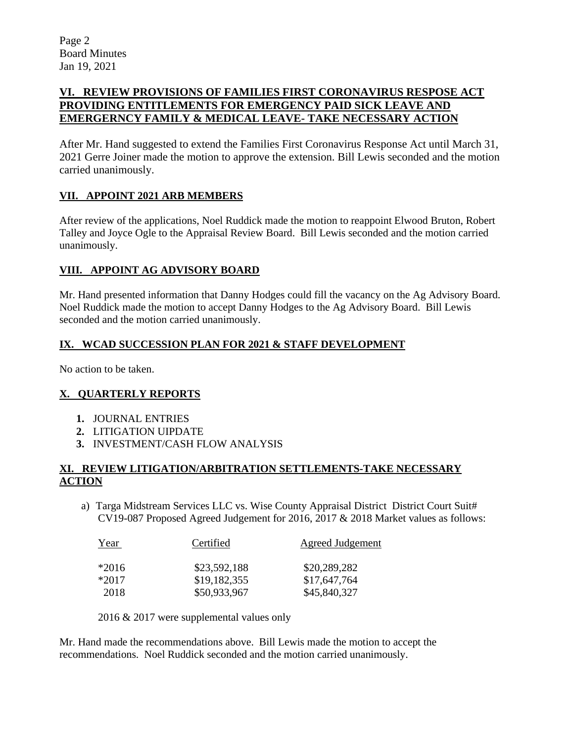## VI. REVIEW PROVISIONS OF FAMILIES FIRST CORONAVIRUS RESPOSE ACT PROVIDING ENTITLEMENTS FOR EMERGENCY PAID SICK LEAVE AND EMERGERNCY FAMILY & MEDICAL LEAVE- TAKE NECESSARY ACTION

After Mr. Hand suggested to extend the Families First Coronavirus Response Act until March 31, 2021 Gerre Joiner made the motion to approve the extension. Bill Lewis seconded and the motion carried unanimously.

## VII. APPOINT 2021 ARB MEMBERS

After review of the applications, Noel Ruddick made the motion to reappoint Elwood Bruton, Robert Talley and Joyce Ogle to the Appraisal Review Board. Bill Lewis seconded and the motion carried unanimously.

## VIII. APPOINT AG ADVISORY BOARD

Mr. Hand presented information that Danny Hodges could fill the vacancy on the Ag Advisory Board. Noel Ruddick made the motion to accept Danny Hodges to the Ag Advisory Board. Bill Lewis seconded and the motion carried unanimously.

## IX. WCAD SUCCESSION PLAN FOR 2021 & STAFF DEVELOPMENT

No action to be taken.

## X. QUARTERLY REPORTS

1. JOURNAL ENTRIES
2. LITIGATION UIPDATE
3. INVESTMENT/CASH FLOW ANALYSIS

## XI. REVIEW LITIGATION/ARBITRATION SETTLEMENTS-TAKE NECESSARY ACTION

a) Targa Midstream Services LLC vs. Wise County Appraisal District District Court Suit# CV19-087 Proposed Agreed Judgement for 2016, 2017 & 2018 Market values as follows:

| Year | Certified | Agreed Judgement |
|---|---|---|
| *2016 | $23,592,188 | $20,289,282 |
| *2017 | $19,182,355 | $17,647,764 |
| 2018 | $50,933,967 | $45,840,327 |

2016 & 2017 were supplemental values only

Mr. Hand made the recommendations above. Bill Lewis made the motion to accept the recommendations. Noel Ruddick seconded and the motion carried unanimously.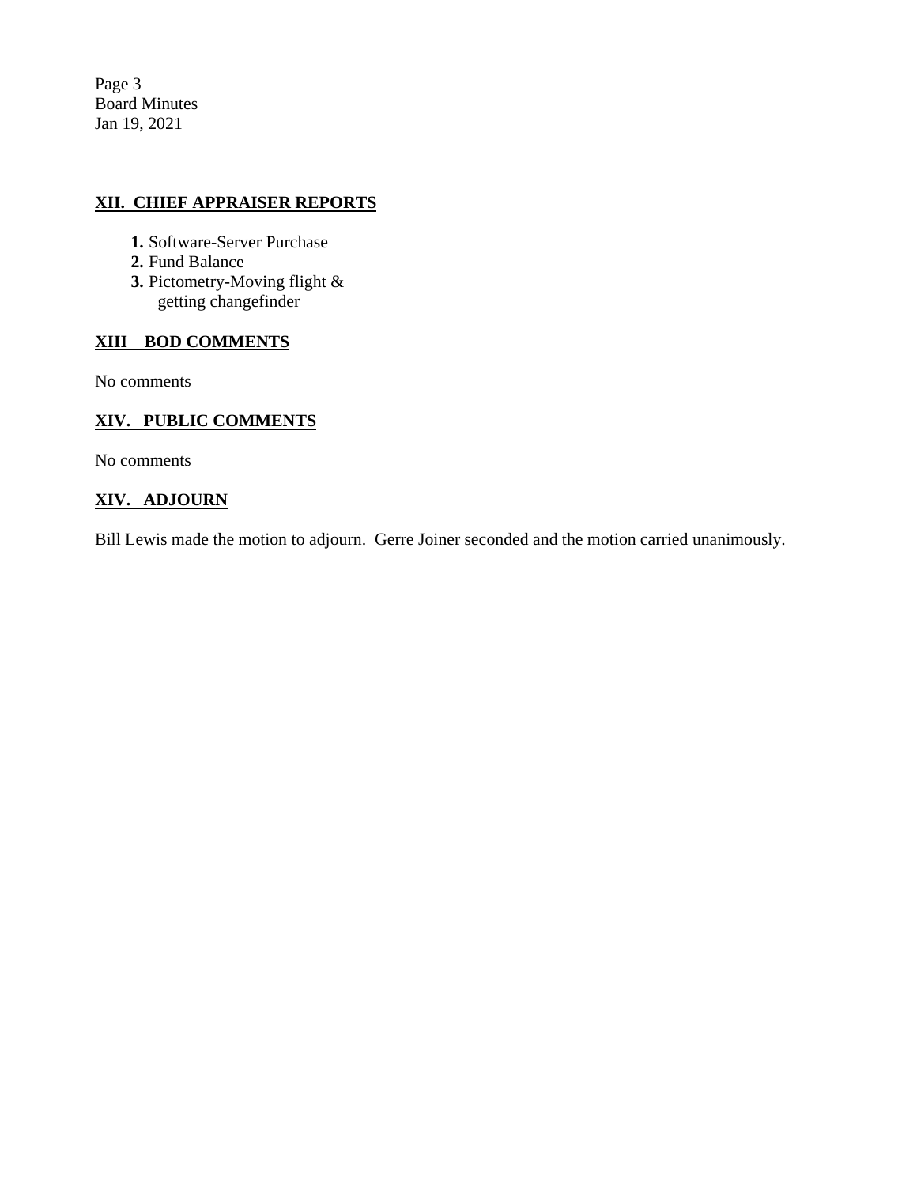## XII. CHIEF APPRAISER REPORTS

1. Software-Server Purchase
2. Fund Balance
3. Pictometry-Moving flight & getting changefinder

## XIII BOD COMMENTS

No comments

## XIV. PUBLIC COMMENTS

No comments

## XIV. ADJOURN

Bill Lewis made the motion to adjourn. Gerre Joiner seconded and the motion carried unanimously.